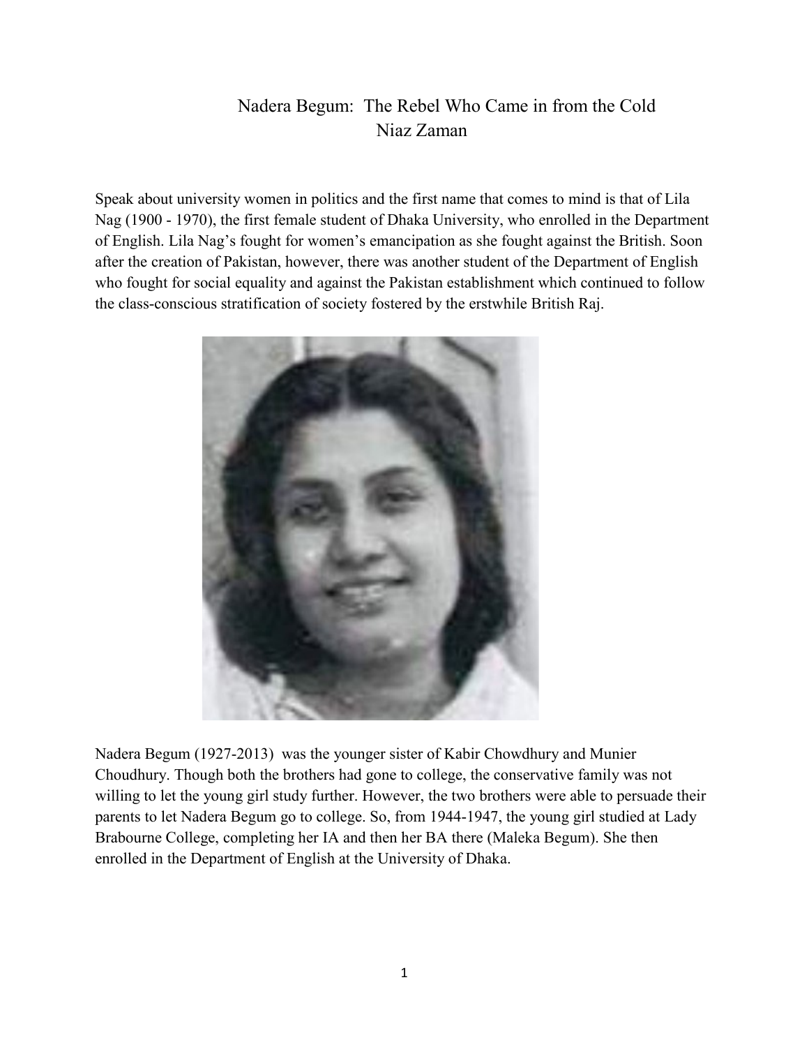# Nadera Begum: The Rebel Who Came in from the Cold

Niaz Zaman

Speak about university women in politics and the first name that comes to mind is that of Lila Nag (1900 - 1970), the first female student of Dhaka University, who enrolled in the Department of English. Lila Nag's fought for women's emancipation as she fought against the British. Soon after the creation of Pakistan, however, there was another student of the Department of English who fought for social equality and against the Pakistan establishment which continued to follow the class-conscious stratification of society fostered by the erstwhile British Raj.

Nadera Begum (1927-2013) was the younger sister of Kabir Chowdhury and Munier Choudhury. Though both the brothers had gone to college, the conservative family was not willing to let the young girl study further. However, the two brothers were able to persuade their parents to let Nadera Begum go to college. So, from 1944-1947, the young girl studied at Lady Brabourne College, completing her IA and then her BA there (Maleka Begum). She then enrolled in the Department of English at the University of Dhaka.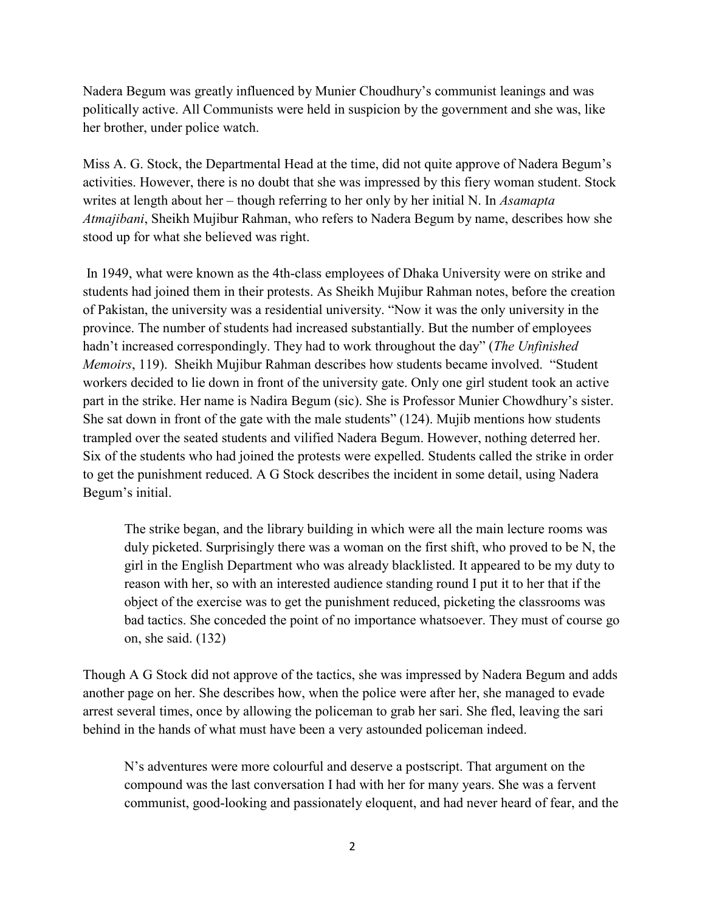Nadera Begum was greatly influenced by Munier Choudhury's communist leanings and was politically active. All Communists were held in suspicion by the government and she was, like her brother, under police watch.

Miss A. G. Stock, the Departmental Head at the time, did not quite approve of Nadera Begum's activities. However, there is no doubt that she was impressed by this fiery woman student. Stock writes at length about her – though referring to her only by her initial N. In *Asamapta Atmajibani*, Sheikh Mujibur Rahman, who refers to Nadera Begum by name, describes how she stood up for what she believed was right.

In 1949, what were known as the 4th-class employees of Dhaka University were on strike and students had joined them in their protests. As Sheikh Mujibur Rahman notes, before the creation of Pakistan, the university was a residential university. "Now it was the only university in the province. The number of students had increased substantially. But the number of employees hadn't increased correspondingly. They had to work throughout the day" (*The Unfinished Memoirs*, 119). Sheikh Mujibur Rahman describes how students became involved. "Student workers decided to lie down in front of the university gate. Only one girl student took an active part in the strike. Her name is Nadira Begum (sic). She is Professor Munier Chowdhury's sister. She sat down in front of the gate with the male students" (124). Mujib mentions how students trampled over the seated students and vilified Nadera Begum. However, nothing deterred her. Six of the students who had joined the protests were expelled. Students called the strike in order to get the punishment reduced. A G Stock describes the incident in some detail, using Nadera Begum's initial.

> The strike began, and the library building in which were all the main lecture rooms was duly picketed. Surprisingly there was a woman on the first shift, who proved to be N, the girl in the English Department who was already blacklisted. It appeared to be my duty to reason with her, so with an interested audience standing round I put it to her that if the object of the exercise was to get the punishment reduced, picketing the classrooms was bad tactics. She conceded the point of no importance whatsoever. They must of course go on, she said. (132)

Though A G Stock did not approve of the tactics, she was impressed by Nadera Begum and adds another page on her. She describes how, when the police were after her, she managed to evade arrest several times, once by allowing the policeman to grab her sari. She fled, leaving the sari behind in the hands of what must have been a very astounded policeman indeed.

> N's adventures were more colourful and deserve a postscript. That argument on the compound was the last conversation I had with her for many years. She was a fervent communist, good-looking and passionately eloquent, and had never heard of fear, and the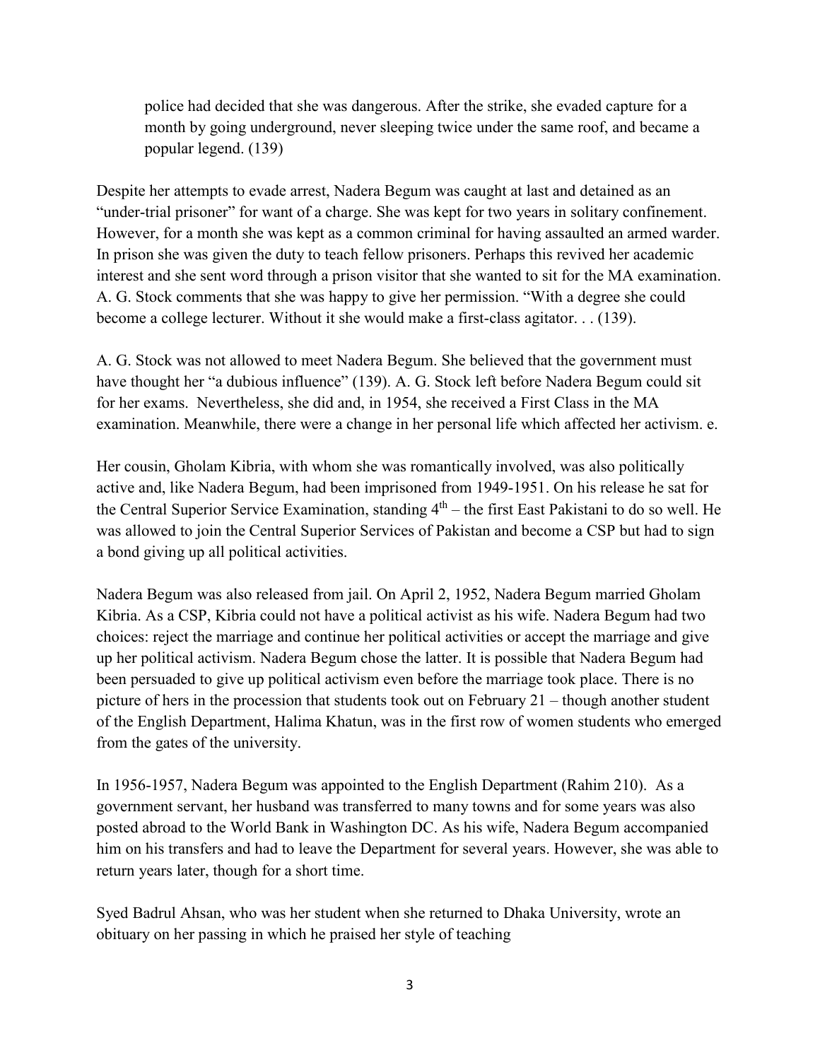> police had decided that she was dangerous. After the strike, she evaded capture for a month by going underground, never sleeping twice under the same roof, and became a popular legend. (139)

Despite her attempts to evade arrest, Nadera Begum was caught at last and detained as an "under-trial prisoner" for want of a charge. She was kept for two years in solitary confinement. However, for a month she was kept as a common criminal for having assaulted an armed warder. In prison she was given the duty to teach fellow prisoners. Perhaps this revived her academic interest and she sent word through a prison visitor that she wanted to sit for the MA examination. A. G. Stock comments that she was happy to give her permission. "With a degree she could become a college lecturer. Without it she would make a first-class agitator. . . (139).

A. G. Stock was not allowed to meet Nadera Begum. She believed that the government must have thought her "a dubious influence" (139). A. G. Stock left before Nadera Begum could sit for her exams. Nevertheless, she did and, in 1954, she received a First Class in the MA examination. Meanwhile, there were a change in her personal life which affected her activism. e.

Her cousin, Gholam Kibria, with whom she was romantically involved, was also politically active and, like Nadera Begum, had been imprisoned from 1949-1951. On his release he sat for the Central Superior Service Examination, standing 4th – the first East Pakistani to do so well. He was allowed to join the Central Superior Services of Pakistan and become a CSP but had to sign a bond giving up all political activities.

Nadera Begum was also released from jail. On April 2, 1952, Nadera Begum married Gholam Kibria. As a CSP, Kibria could not have a political activist as his wife. Nadera Begum had two choices: reject the marriage and continue her political activities or accept the marriage and give up her political activism. Nadera Begum chose the latter. It is possible that Nadera Begum had been persuaded to give up political activism even before the marriage took place. There is no picture of hers in the procession that students took out on February 21 – though another student of the English Department, Halima Khatun, was in the first row of women students who emerged from the gates of the university.

In 1956-1957, Nadera Begum was appointed to the English Department (Rahim 210). As a government servant, her husband was transferred to many towns and for some years was also posted abroad to the World Bank in Washington DC. As his wife, Nadera Begum accompanied him on his transfers and had to leave the Department for several years. However, she was able to return years later, though for a short time.

Syed Badrul Ahsan, who was her student when she returned to Dhaka University, wrote an obituary on her passing in which he praised her style of teaching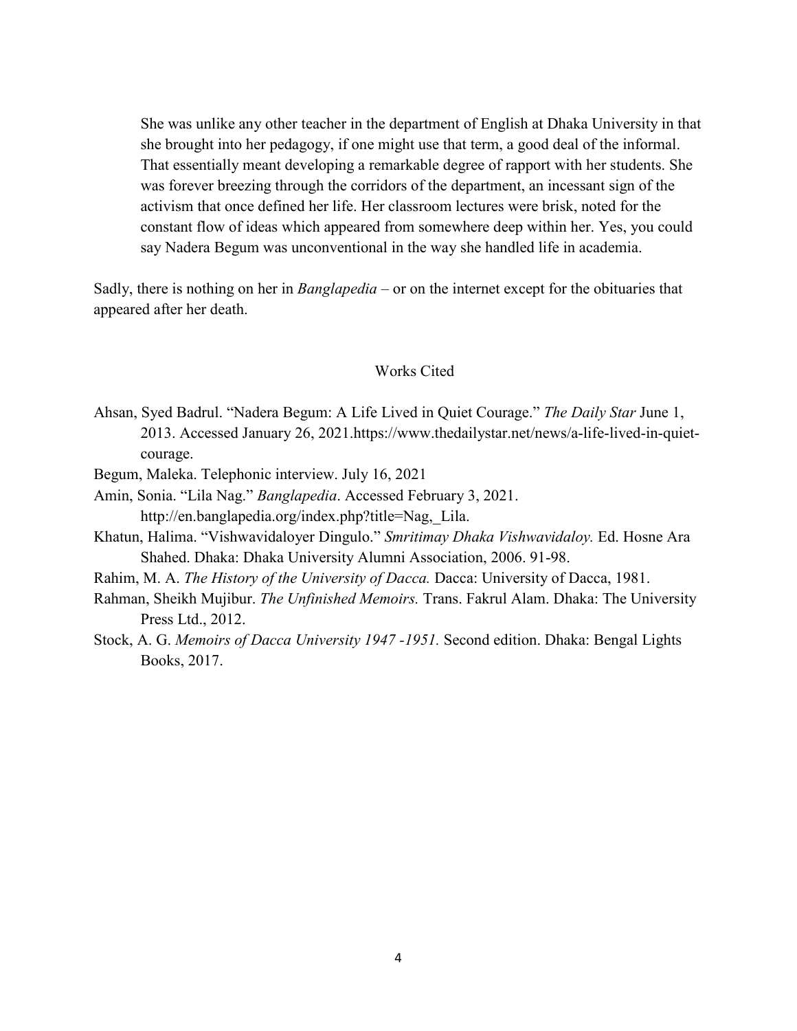> She was unlike any other teacher in the department of English at Dhaka University in that she brought into her pedagogy, if one might use that term, a good deal of the informal. That essentially meant developing a remarkable degree of rapport with her students. She was forever breezing through the corridors of the department, an incessant sign of the activism that once defined her life. Her classroom lectures were brisk, noted for the constant flow of ideas which appeared from somewhere deep within her. Yes, you could say Nadera Begum was unconventional in the way she handled life in academia.

Sadly, there is nothing on her in *Banglapedia* – or on the internet except for the obituaries that appeared after her death.

## Works Cited

Ahsan, Syed Badrul. "Nadera Begum: A Life Lived in Quiet Courage." *The Daily Star* June 1, 2013. Accessed January 26, 2021.https://www.thedailystar.net/news/a-life-lived-in-quiet-courage.

Begum, Maleka. Telephonic interview. July 16, 2021

Amin, Sonia. "Lila Nag." *Banglapedia*. Accessed February 3, 2021. http://en.banglapedia.org/index.php?title=Nag,_Lila.

Khatun, Halima. "Vishwavidaloyer Dingulo." *Smritimay Dhaka Vishwavidaloy.* Ed. Hosne Ara Shahed. Dhaka: Dhaka University Alumni Association, 2006. 91-98.

Rahim, M. A. *The History of the University of Dacca.* Dacca: University of Dacca, 1981.

Rahman, Sheikh Mujibur. *The Unfinished Memoirs.* Trans. Fakrul Alam. Dhaka: The University Press Ltd., 2012.

Stock, A. G. *Memoirs of Dacca University 1947 -1951.* Second edition. Dhaka: Bengal Lights Books, 2017.